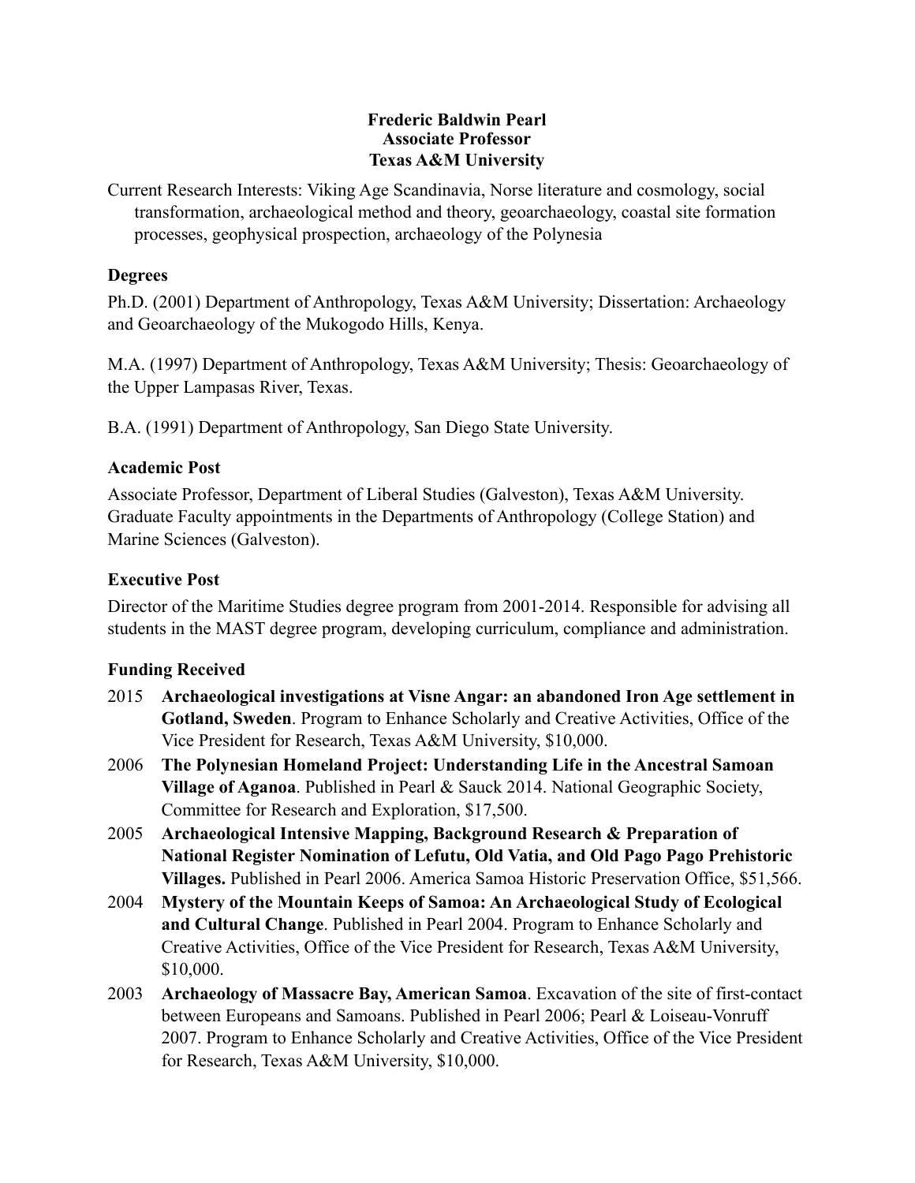**Frederic Baldwin Pearl**
**Associate Professor**
**Texas A&M University**

Current Research Interests: Viking Age Scandinavia, Norse literature and cosmology, social transformation, archaeological method and theory, geoarchaeology, coastal site formation processes, geophysical prospection, archaeology of the Polynesia

## Degrees

Ph.D. (2001) Department of Anthropology, Texas A&M University; Dissertation: Archaeology and Geoarchaeology of the Mukogodo Hills, Kenya.

M.A. (1997) Department of Anthropology, Texas A&M University; Thesis: Geoarchaeology of the Upper Lampasas River, Texas.

B.A. (1991) Department of Anthropology, San Diego State University.

## Academic Post

Associate Professor, Department of Liberal Studies (Galveston), Texas A&M University. Graduate Faculty appointments in the Departments of Anthropology (College Station) and Marine Sciences (Galveston).

## Executive Post

Director of the Maritime Studies degree program from 2001-2014. Responsible for advising all students in the MAST degree program, developing curriculum, compliance and administration.

## Funding Received

2015 **Archaeological investigations at Visne Angar: an abandoned Iron Age settlement in Gotland, Sweden**. Program to Enhance Scholarly and Creative Activities, Office of the Vice President for Research, Texas A&M University, $10,000.

2006 **The Polynesian Homeland Project: Understanding Life in the Ancestral Samoan Village of Aganoa**. Published in Pearl & Sauck 2014. National Geographic Society, Committee for Research and Exploration, $17,500.

2005 **Archaeological Intensive Mapping, Background Research & Preparation of National Register Nomination of Lefutu, Old Vatia, and Old Pago Pago Prehistoric Villages.** Published in Pearl 2006. America Samoa Historic Preservation Office, $51,566.

2004 **Mystery of the Mountain Keeps of Samoa: An Archaeological Study of Ecological and Cultural Change**. Published in Pearl 2004. Program to Enhance Scholarly and Creative Activities, Office of the Vice President for Research, Texas A&M University, $10,000.

2003 **Archaeology of Massacre Bay, American Samoa**. Excavation of the site of first-contact between Europeans and Samoans. Published in Pearl 2006; Pearl & Loiseau-Vonruff 2007. Program to Enhance Scholarly and Creative Activities, Office of the Vice President for Research, Texas A&M University, $10,000.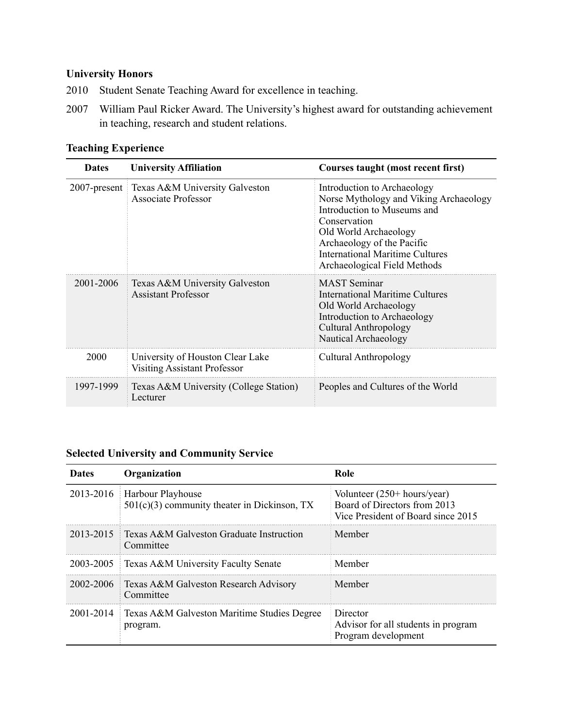**University Honors**

2010 Student Senate Teaching Award for excellence in teaching.

2007 William Paul Ricker Award. The University's highest award for outstanding achievement in teaching, research and student relations.

**Teaching Experience**

| Dates | University Affiliation | Courses taught (most recent first) |
|---|---|---|
| 2007-present | Texas A&M University Galveston<br>Associate Professor | Introduction to Archaeology<br>Norse Mythology and Viking Archaeology<br>Introduction to Museums and Conservation<br>Old World Archaeology<br>Archaeology of the Pacific<br>International Maritime Cultures<br>Archaeological Field Methods |
| 2001-2006 | Texas A&M University Galveston<br>Assistant Professor | MAST Seminar<br>International Maritime Cultures<br>Old World Archaeology<br>Introduction to Archaeology<br>Cultural Anthropology<br>Nautical Archaeology |
| 2000 | University of Houston Clear Lake<br>Visiting Assistant Professor | Cultural Anthropology |
| 1997-1999 | Texas A&M University (College Station)<br>Lecturer | Peoples and Cultures of the World |

**Selected University and Community Service**

| Dates | Organization | Role |
|---|---|---|
| 2013-2016 | Harbour Playhouse<br>501(c)(3) community theater in Dickinson, TX | Volunteer (250+ hours/year)<br>Board of Directors from 2013<br>Vice President of Board since 2015 |
| 2013-2015 | Texas A&M Galveston Graduate Instruction Committee | Member |
| 2003-2005 | Texas A&M University Faculty Senate | Member |
| 2002-2006 | Texas A&M Galveston Research Advisory Committee | Member |
| 2001-2014 | Texas A&M Galveston Maritime Studies Degree program. | Director<br>Advisor for all students in program<br>Program development |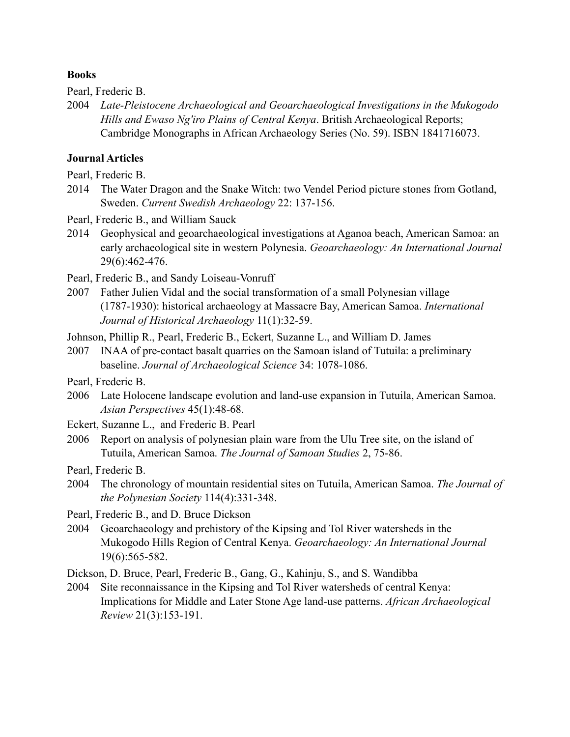**Books**

Pearl, Frederic B.

2004 *Late-Pleistocene Archaeological and Geoarchaeological Investigations in the Mukogodo Hills and Ewaso Ng'iro Plains of Central Kenya*. British Archaeological Reports; Cambridge Monographs in African Archaeology Series (No. 59). ISBN 1841716073.

**Journal Articles**

Pearl, Frederic B.

2014 The Water Dragon and the Snake Witch: two Vendel Period picture stones from Gotland, Sweden. *Current Swedish Archaeology* 22: 137-156.

Pearl, Frederic B., and William Sauck

2014 Geophysical and geoarchaeological investigations at Aganoa beach, American Samoa: an early archaeological site in western Polynesia. *Geoarchaeology: An International Journal* 29(6):462-476.

Pearl, Frederic B., and Sandy Loiseau-Vonruff

2007 Father Julien Vidal and the social transformation of a small Polynesian village (1787-1930): historical archaeology at Massacre Bay, American Samoa. *International Journal of Historical Archaeology* 11(1):32-59.

Johnson, Phillip R., Pearl, Frederic B., Eckert, Suzanne L., and William D. James

2007 INAA of pre-contact basalt quarries on the Samoan island of Tutuila: a preliminary baseline. *Journal of Archaeological Science* 34: 1078-1086.

Pearl, Frederic B.

2006 Late Holocene landscape evolution and land-use expansion in Tutuila, American Samoa. *Asian Perspectives* 45(1):48-68.

Eckert, Suzanne L., and Frederic B. Pearl

2006 Report on analysis of polynesian plain ware from the Ulu Tree site, on the island of Tutuila, American Samoa. *The Journal of Samoan Studies* 2, 75-86.

Pearl, Frederic B.

2004 The chronology of mountain residential sites on Tutuila, American Samoa. *The Journal of the Polynesian Society* 114(4):331-348.

Pearl, Frederic B., and D. Bruce Dickson

2004 Geoarchaeology and prehistory of the Kipsing and Tol River watersheds in the Mukogodo Hills Region of Central Kenya. *Geoarchaeology: An International Journal* 19(6):565-582.

Dickson, D. Bruce, Pearl, Frederic B., Gang, G., Kahinju, S., and S. Wandibba

2004 Site reconnaissance in the Kipsing and Tol River watersheds of central Kenya: Implications for Middle and Later Stone Age land-use patterns. *African Archaeological Review* 21(3):153-191.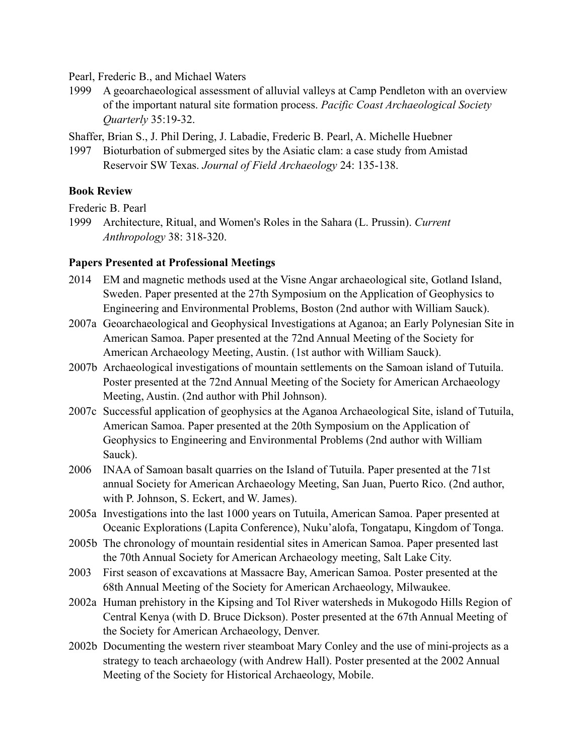Pearl, Frederic B., and Michael Waters

1999 A geoarchaeological assessment of alluvial valleys at Camp Pendleton with an overview of the important natural site formation process. *Pacific Coast Archaeological Society Quarterly* 35:19-32.

Shaffer, Brian S., J. Phil Dering, J. Labadie, Frederic B. Pearl, A. Michelle Huebner

1997 Bioturbation of submerged sites by the Asiatic clam: a case study from Amistad Reservoir SW Texas. *Journal of Field Archaeology* 24: 135-138.

**Book Review**

Frederic B. Pearl

1999 Architecture, Ritual, and Women's Roles in the Sahara (L. Prussin). *Current Anthropology* 38: 318-320.

**Papers Presented at Professional Meetings**

2014 EM and magnetic methods used at the Visne Angar archaeological site, Gotland Island, Sweden. Paper presented at the 27th Symposium on the Application of Geophysics to Engineering and Environmental Problems, Boston (2nd author with William Sauck).

2007a Geoarchaeological and Geophysical Investigations at Aganoa; an Early Polynesian Site in American Samoa. Paper presented at the 72nd Annual Meeting of the Society for American Archaeology Meeting, Austin. (1st author with William Sauck).

2007b Archaeological investigations of mountain settlements on the Samoan island of Tutuila. Poster presented at the 72nd Annual Meeting of the Society for American Archaeology Meeting, Austin. (2nd author with Phil Johnson).

2007c Successful application of geophysics at the Aganoa Archaeological Site, island of Tutuila, American Samoa. Paper presented at the 20th Symposium on the Application of Geophysics to Engineering and Environmental Problems (2nd author with William Sauck).

2006 INAA of Samoan basalt quarries on the Island of Tutuila. Paper presented at the 71st annual Society for American Archaeology Meeting, San Juan, Puerto Rico. (2nd author, with P. Johnson, S. Eckert, and W. James).

2005a Investigations into the last 1000 years on Tutuila, American Samoa. Paper presented at Oceanic Explorations (Lapita Conference), Nuku'alofa, Tongatapu, Kingdom of Tonga.

2005b The chronology of mountain residential sites in American Samoa. Paper presented last the 70th Annual Society for American Archaeology meeting, Salt Lake City.

2003 First season of excavations at Massacre Bay, American Samoa. Poster presented at the 68th Annual Meeting of the Society for American Archaeology, Milwaukee.

2002a Human prehistory in the Kipsing and Tol River watersheds in Mukogodo Hills Region of Central Kenya (with D. Bruce Dickson). Poster presented at the 67th Annual Meeting of the Society for American Archaeology, Denver.

2002b Documenting the western river steamboat Mary Conley and the use of mini-projects as a strategy to teach archaeology (with Andrew Hall). Poster presented at the 2002 Annual Meeting of the Society for Historical Archaeology, Mobile.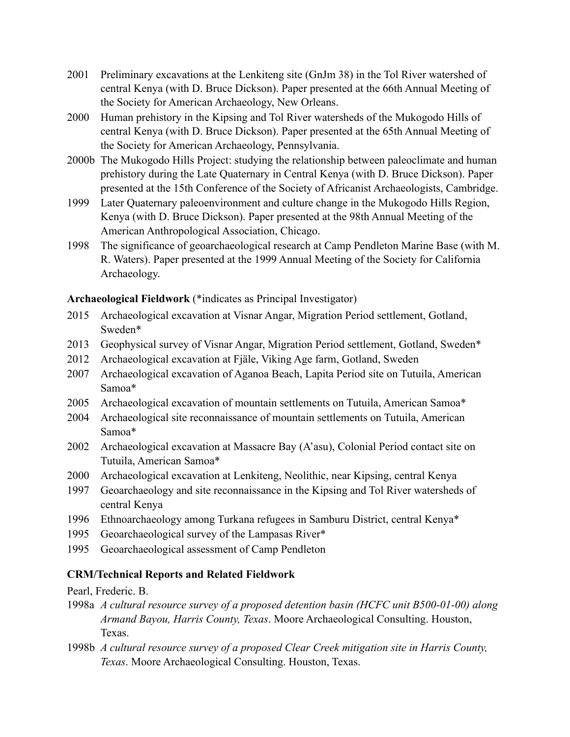2001 Preliminary excavations at the Lenkiteng site (GnJm 38) in the Tol River watershed of central Kenya (with D. Bruce Dickson). Paper presented at the 66th Annual Meeting of the Society for American Archaeology, New Orleans.

2000 Human prehistory in the Kipsing and Tol River watersheds of the Mukogodo Hills of central Kenya (with D. Bruce Dickson). Paper presented at the 65th Annual Meeting of the Society for American Archaeology, Pennsylvania.

2000b The Mukogodo Hills Project: studying the relationship between paleoclimate and human prehistory during the Late Quaternary in Central Kenya (with D. Bruce Dickson). Paper presented at the 15th Conference of the Society of Africanist Archaeologists, Cambridge.

1999 Later Quaternary paleoenvironment and culture change in the Mukogodo Hills Region, Kenya (with D. Bruce Dickson). Paper presented at the 98th Annual Meeting of the American Anthropological Association, Chicago.

1998 The significance of geoarchaeological research at Camp Pendleton Marine Base (with M. R. Waters). Paper presented at the 1999 Annual Meeting of the Society for California Archaeology.

**Archaeological Fieldwork** (*indicates as Principal Investigator)

2015 Archaeological excavation at Visnar Angar, Migration Period settlement, Gotland, Sweden*

2013 Geophysical survey of Visnar Angar, Migration Period settlement, Gotland, Sweden*

2012 Archaeological excavation at Fjäle, Viking Age farm, Gotland, Sweden

2007 Archaeological excavation of Aganoa Beach, Lapita Period site on Tutuila, American Samoa*

2005 Archaeological excavation of mountain settlements on Tutuila, American Samoa*

2004 Archaeological site reconnaissance of mountain settlements on Tutuila, American Samoa*

2002 Archaeological excavation at Massacre Bay (A'asu), Colonial Period contact site on Tutuila, American Samoa*

2000 Archaeological excavation at Lenkiteng, Neolithic, near Kipsing, central Kenya

1997 Geoarchaeology and site reconnaissance in the Kipsing and Tol River watersheds of central Kenya

1996 Ethnoarchaeology among Turkana refugees in Samburu District, central Kenya*

1995 Geoarchaeological survey of the Lampasas River*

1995 Geoarchaeological assessment of Camp Pendleton

**CRM/Technical Reports and Related Fieldwork**

Pearl, Frederic. B.

1998a *A cultural resource survey of a proposed detention basin (HCFC unit B500-01-00) along Armand Bayou, Harris County, Texas*. Moore Archaeological Consulting. Houston, Texas.

1998b *A cultural resource survey of a proposed Clear Creek mitigation site in Harris County, Texas*. Moore Archaeological Consulting. Houston, Texas.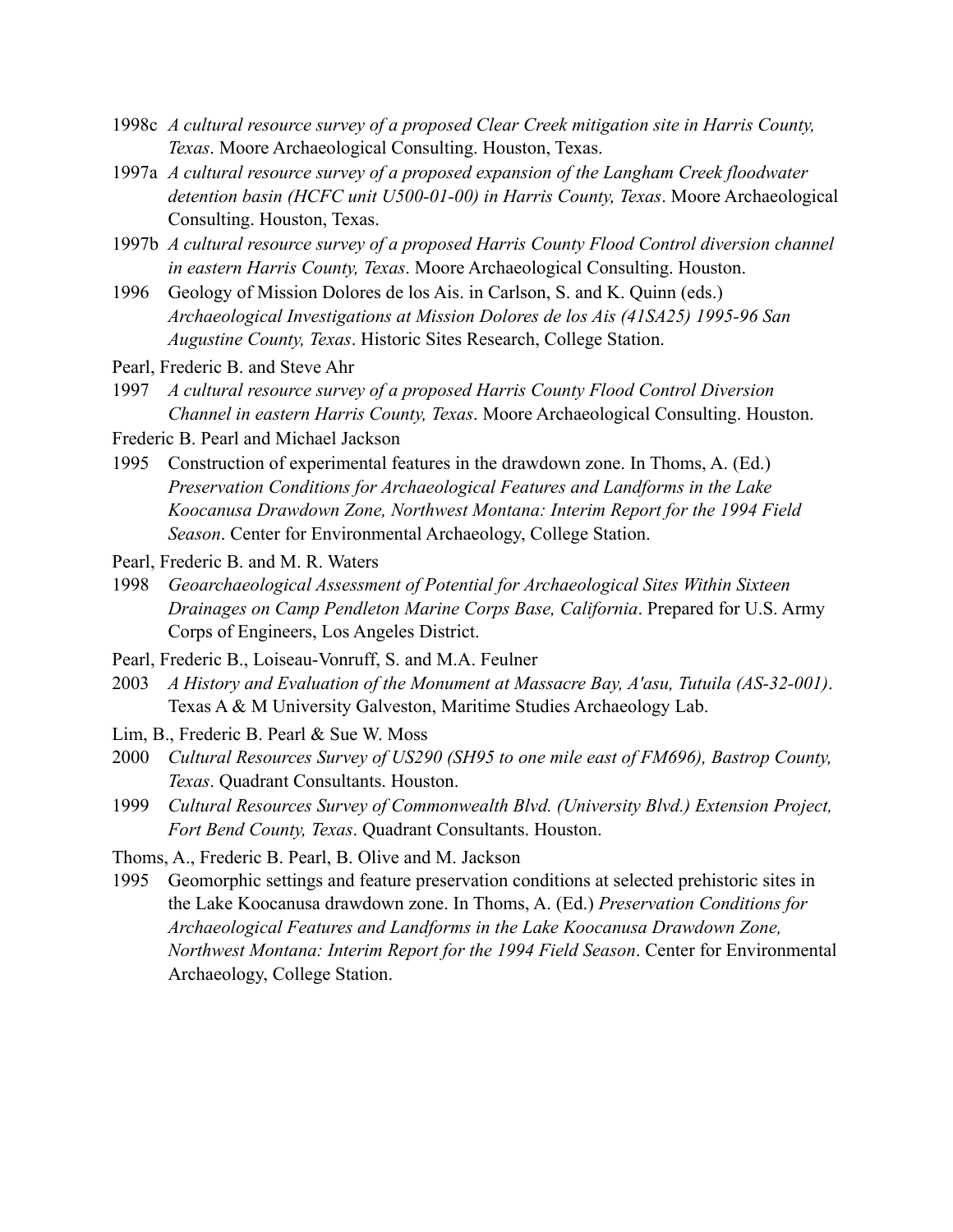1998c *A cultural resource survey of a proposed Clear Creek mitigation site in Harris County, Texas*. Moore Archaeological Consulting. Houston, Texas.

1997a *A cultural resource survey of a proposed expansion of the Langham Creek floodwater detention basin (HCFC unit U500-01-00) in Harris County, Texas*. Moore Archaeological Consulting. Houston, Texas.

1997b *A cultural resource survey of a proposed Harris County Flood Control diversion channel in eastern Harris County, Texas*. Moore Archaeological Consulting. Houston.

1996 Geology of Mission Dolores de los Ais. in Carlson, S. and K. Quinn (eds.) *Archaeological Investigations at Mission Dolores de los Ais (41SA25) 1995-96 San Augustine County, Texas*. Historic Sites Research, College Station.

Pearl, Frederic B. and Steve Ahr

1997 *A cultural resource survey of a proposed Harris County Flood Control Diversion Channel in eastern Harris County, Texas*. Moore Archaeological Consulting. Houston.

Frederic B. Pearl and Michael Jackson

1995 Construction of experimental features in the drawdown zone. In Thoms, A. (Ed.) *Preservation Conditions for Archaeological Features and Landforms in the Lake Koocanusa Drawdown Zone, Northwest Montana: Interim Report for the 1994 Field Season*. Center for Environmental Archaeology, College Station.

Pearl, Frederic B. and M. R. Waters

1998 *Geoarchaeological Assessment of Potential for Archaeological Sites Within Sixteen Drainages on Camp Pendleton Marine Corps Base, California*. Prepared for U.S. Army Corps of Engineers, Los Angeles District.

Pearl, Frederic B., Loiseau-Vonruff, S. and M.A. Feulner

2003 *A History and Evaluation of the Monument at Massacre Bay, A'asu, Tutuila (AS-32-001)*. Texas A & M University Galveston, Maritime Studies Archaeology Lab.

Lim, B., Frederic B. Pearl & Sue W. Moss

2000 *Cultural Resources Survey of US290 (SH95 to one mile east of FM696), Bastrop County, Texas*. Quadrant Consultants. Houston.

1999 *Cultural Resources Survey of Commonwealth Blvd. (University Blvd.) Extension Project, Fort Bend County, Texas*. Quadrant Consultants. Houston.

Thoms, A., Frederic B. Pearl, B. Olive and M. Jackson

1995 Geomorphic settings and feature preservation conditions at selected prehistoric sites in the Lake Koocanusa drawdown zone. In Thoms, A. (Ed.) *Preservation Conditions for Archaeological Features and Landforms in the Lake Koocanusa Drawdown Zone, Northwest Montana: Interim Report for the 1994 Field Season*. Center for Environmental Archaeology, College Station.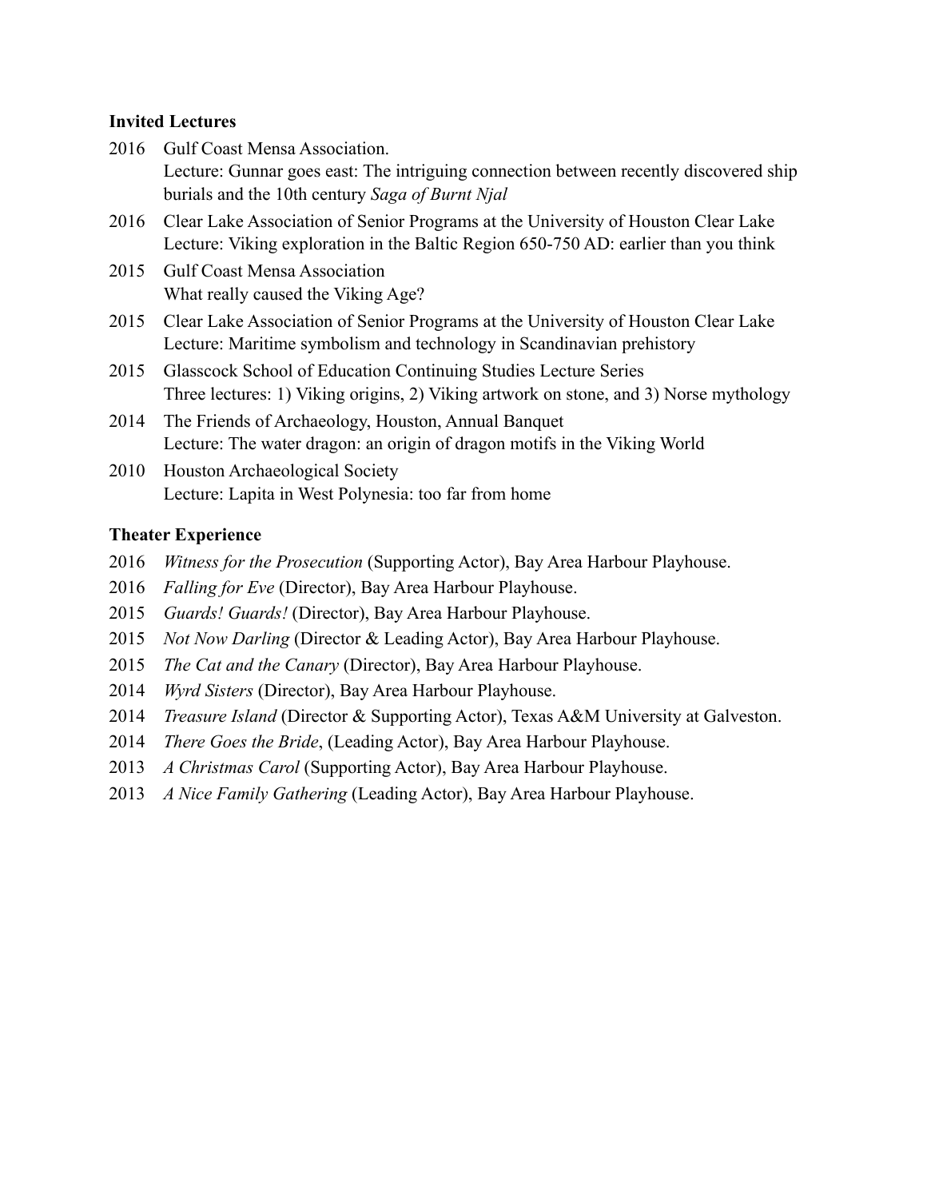**Invited Lectures**

2016 Gulf Coast Mensa Association.
Lecture: Gunnar goes east: The intriguing connection between recently discovered ship burials and the 10th century *Saga of Burnt Njal*

2016 Clear Lake Association of Senior Programs at the University of Houston Clear Lake
Lecture: Viking exploration in the Baltic Region 650-750 AD: earlier than you think

2015 Gulf Coast Mensa Association
What really caused the Viking Age?

2015 Clear Lake Association of Senior Programs at the University of Houston Clear Lake
Lecture: Maritime symbolism and technology in Scandinavian prehistory

2015 Glasscock School of Education Continuing Studies Lecture Series
Three lectures: 1) Viking origins, 2) Viking artwork on stone, and 3) Norse mythology

2014 The Friends of Archaeology, Houston, Annual Banquet
Lecture: The water dragon: an origin of dragon motifs in the Viking World

2010 Houston Archaeological Society
Lecture: Lapita in West Polynesia: too far from home

**Theater Experience**

2016 *Witness for the Prosecution* (Supporting Actor), Bay Area Harbour Playhouse.
2016 *Falling for Eve* (Director), Bay Area Harbour Playhouse.
2015 *Guards! Guards!* (Director), Bay Area Harbour Playhouse.
2015 *Not Now Darling* (Director & Leading Actor), Bay Area Harbour Playhouse.
2015 *The Cat and the Canary* (Director), Bay Area Harbour Playhouse.
2014 *Wyrd Sisters* (Director), Bay Area Harbour Playhouse.
2014 *Treasure Island* (Director & Supporting Actor), Texas A&M University at Galveston.
2014 *There Goes the Bride*, (Leading Actor), Bay Area Harbour Playhouse.
2013 *A Christmas Carol* (Supporting Actor), Bay Area Harbour Playhouse.
2013 *A Nice Family Gathering* (Leading Actor), Bay Area Harbour Playhouse.